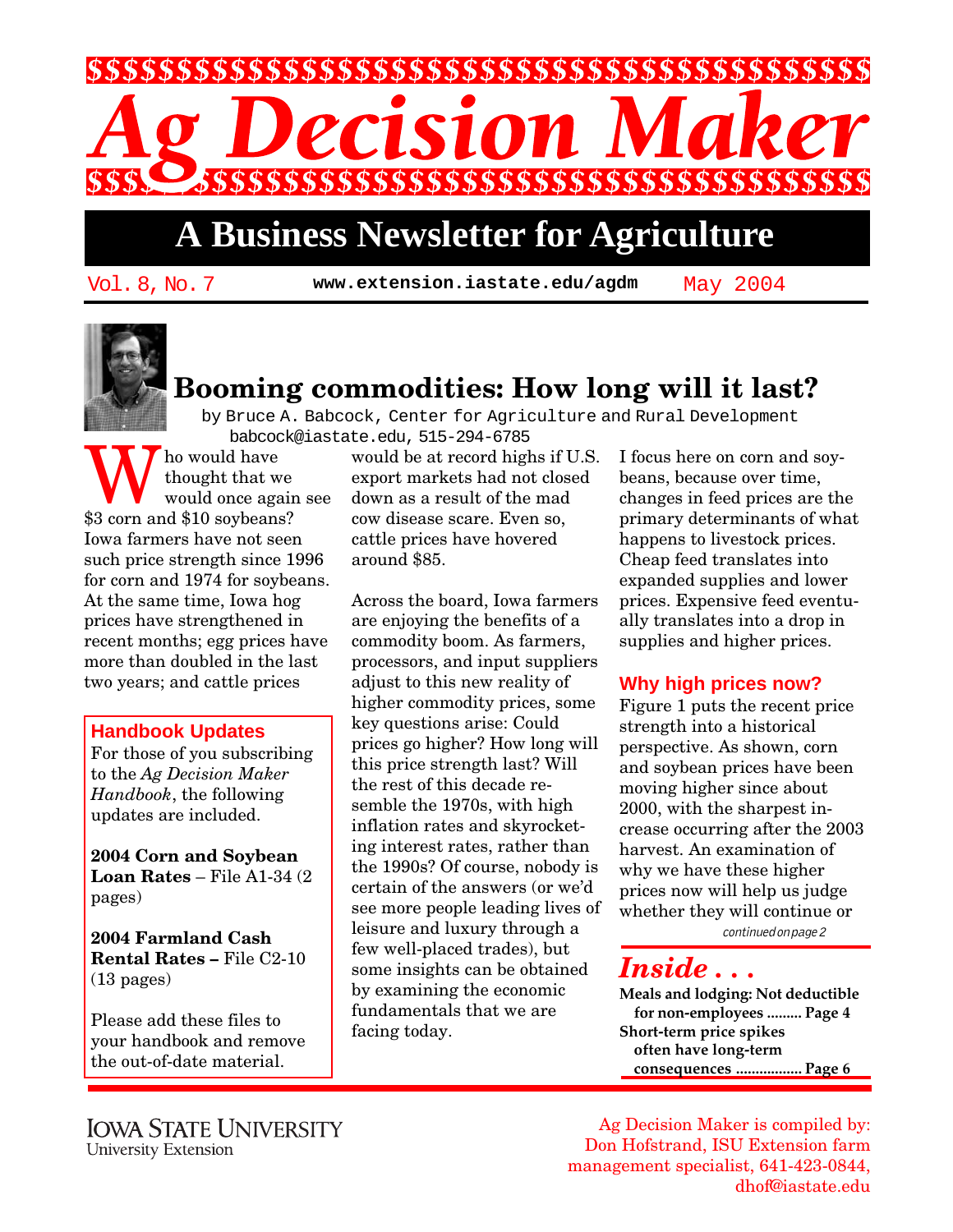# Ag Decision Maker

## A Business Newsletter for Agriculture

Vol. 8, No. 7 www.extension.iastate.edu/agdm May 2004

## Booming commodities: How long will it last?

by Bruce A. Babcock, Center for Agriculture and Rural Development
babcock@iastate.edu, 515-294-6785

Who would have thought that we would once again see $3 corn and $10 soybeans? Iowa farmers have not seen such price strength since 1996 for corn and 1974 for soybeans. At the same time, Iowa hog prices have strengthened in recent months; egg prices have more than doubled in the last two years; and cattle prices would be at record highs if U.S. export markets had not closed down as a result of the mad cow disease scare. Even so, cattle prices have hovered around $85.

Across the board, Iowa farmers are enjoying the benefits of a commodity boom. As farmers, processors, and input suppliers adjust to this new reality of higher commodity prices, some key questions arise: Could prices go higher? How long will this price strength last? Will the rest of this decade resemble the 1970s, with high inflation rates and skyrocketing interest rates, rather than the 1990s? Of course, nobody is certain of the answers (or we'd see more people leading lives of leisure and luxury through a few well-placed trades), but some insights can be obtained by examining the economic fundamentals that we are facing today.

I focus here on corn and soybeans, because over time, changes in feed prices are the primary determinants of what happens to livestock prices. Cheap feed translates into expanded supplies and lower prices. Expensive feed eventually translates into a drop in supplies and higher prices.

### Why high prices now?

Figure 1 puts the recent price strength into a historical perspective. As shown, corn and soybean prices have been moving higher since about 2000, with the sharpest increase occurring after the 2003 harvest. An examination of why we have these higher prices now will help us judge whether they will continue or

*continued on page 2*

### Handbook Updates

For those of you subscribing to the *Ag Decision Maker Handbook*, the following updates are included.

**2004 Corn and Soybean Loan Rates** – File A1-34 (2 pages)

**2004 Farmland Cash Rental Rates –** File C2-10 (13 pages)

Please add these files to your handbook and remove the out-of-date material.

### *Inside . . .*

**Meals and lodging: Not deductible for non-employees ......... Page 4**
**Short-term price spikes often have long-term consequences ................. Page 6**

Iowa State University
University Extension

Ag Decision Maker is compiled by: Don Hofstrand, ISU Extension farm management specialist, 641-423-0844, dhof@iastate.edu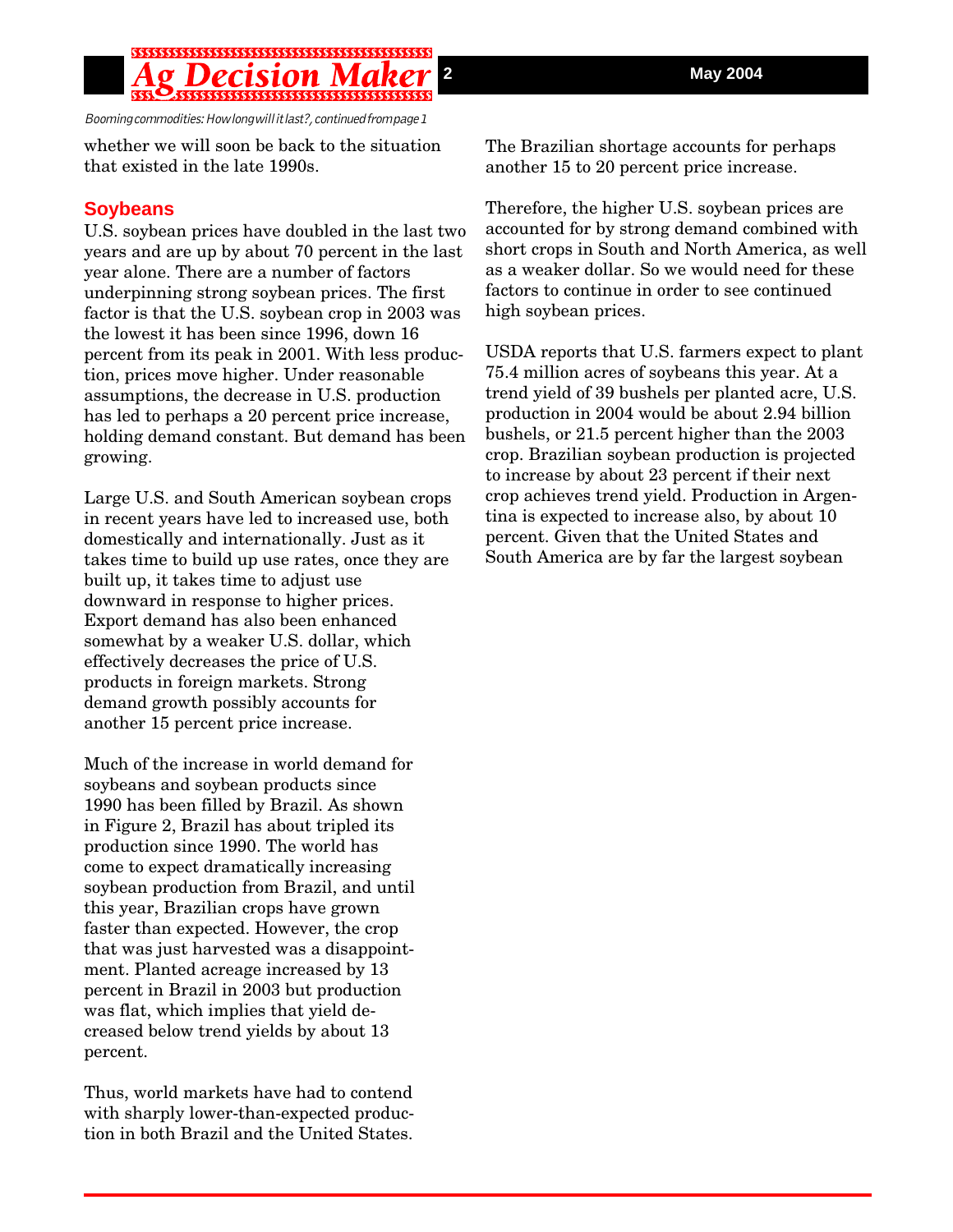*Booming commodities: How long will it last?, continued from page 1*

whether we will soon be back to the situation that existed in the late 1990s.

## Soybeans

U.S. soybean prices have doubled in the last two years and are up by about 70 percent in the last year alone. There are a number of factors underpinning strong soybean prices. The first factor is that the U.S. soybean crop in 2003 was the lowest it has been since 1996, down 16 percent from its peak in 2001. With less production, prices move higher. Under reasonable assumptions, the decrease in U.S. production has led to perhaps a 20 percent price increase, holding demand constant. But demand has been growing.

Large U.S. and South American soybean crops in recent years have led to increased use, both domestically and internationally. Just as it takes time to build up use rates, once they are built up, it takes time to adjust use downward in response to higher prices. Export demand has also been enhanced somewhat by a weaker U.S. dollar, which effectively decreases the price of U.S. products in foreign markets. Strong demand growth possibly accounts for another 15 percent price increase.

Much of the increase in world demand for soybeans and soybean products since 1990 has been filled by Brazil. As shown in Figure 2, Brazil has about tripled its production since 1990. The world has come to expect dramatically increasing soybean production from Brazil, and until this year, Brazilian crops have grown faster than expected. However, the crop that was just harvested was a disappointment. Planted acreage increased by 13 percent in Brazil in 2003 but production was flat, which implies that yield decreased below trend yields by about 13 percent.

Thus, world markets have had to contend with sharply lower-than-expected production in both Brazil and the United States. The Brazilian shortage accounts for perhaps another 15 to 20 percent price increase.

Therefore, the higher U.S. soybean prices are accounted for by strong demand combined with short crops in South and North America, as well as a weaker dollar. So we would need for these factors to continue in order to see continued high soybean prices.

USDA reports that U.S. farmers expect to plant 75.4 million acres of soybeans this year. At a trend yield of 39 bushels per planted acre, U.S. production in 2004 would be about 2.94 billion bushels, or 21.5 percent higher than the 2003 crop. Brazilian soybean production is projected to increase by about 23 percent if their next crop achieves trend yield. Production in Argentina is expected to increase also, by about 10 percent. Given that the United States and South America are by far the largest soybean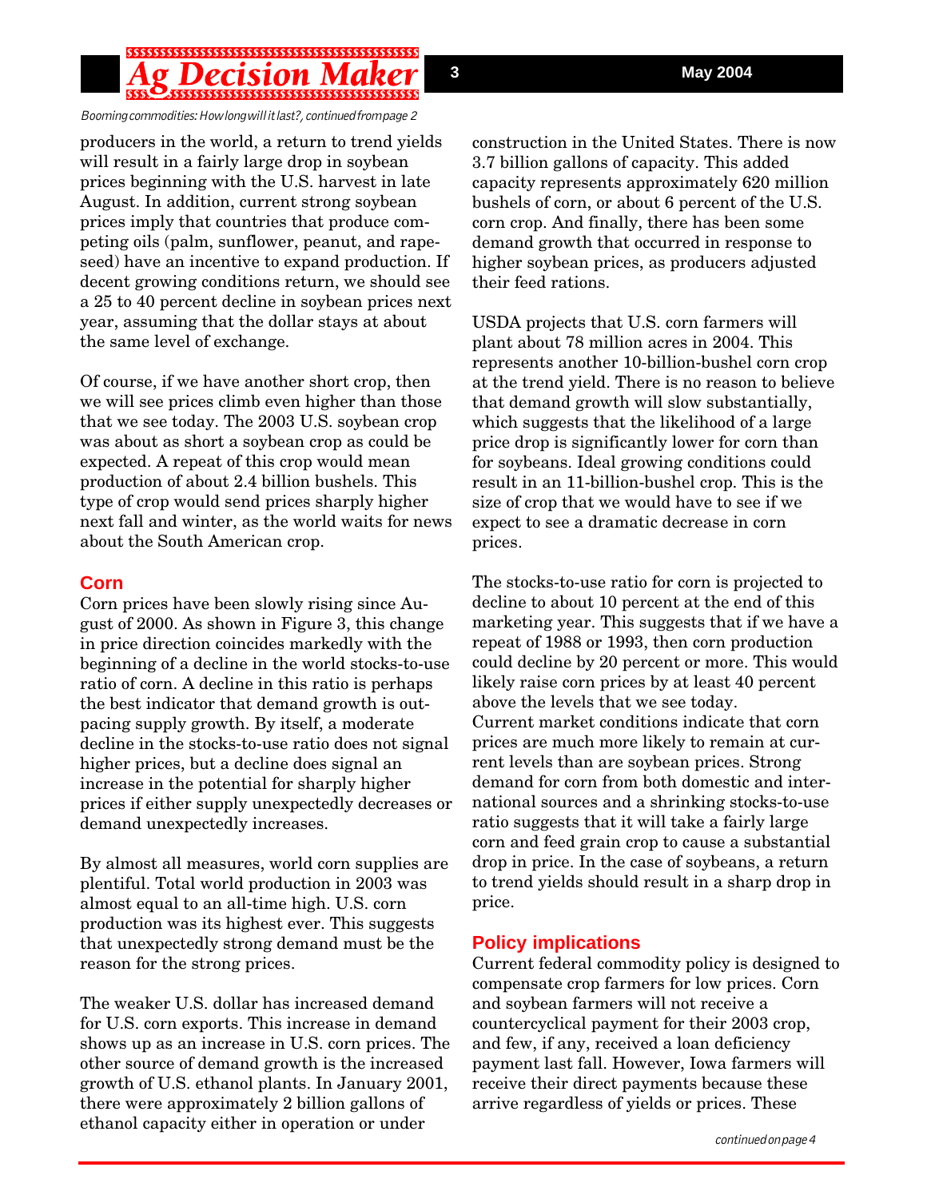*Booming commodities: How long will it last?, continued from page 2*

producers in the world, a return to trend yields will result in a fairly large drop in soybean prices beginning with the U.S. harvest in late August. In addition, current strong soybean prices imply that countries that produce competing oils (palm, sunflower, peanut, and rapeseed) have an incentive to expand production. If decent growing conditions return, we should see a 25 to 40 percent decline in soybean prices next year, assuming that the dollar stays at about the same level of exchange.

Of course, if we have another short crop, then we will see prices climb even higher than those that we see today. The 2003 U.S. soybean crop was about as short a soybean crop as could be expected. A repeat of this crop would mean production of about 2.4 billion bushels. This type of crop would send prices sharply higher next fall and winter, as the world waits for news about the South American crop.

## Corn

Corn prices have been slowly rising since August of 2000. As shown in Figure 3, this change in price direction coincides markedly with the beginning of a decline in the world stocks-to-use ratio of corn. A decline in this ratio is perhaps the best indicator that demand growth is outpacing supply growth. By itself, a moderate decline in the stocks-to-use ratio does not signal higher prices, but a decline does signal an increase in the potential for sharply higher prices if either supply unexpectedly decreases or demand unexpectedly increases.

By almost all measures, world corn supplies are plentiful. Total world production in 2003 was almost equal to an all-time high. U.S. corn production was its highest ever. This suggests that unexpectedly strong demand must be the reason for the strong prices.

The weaker U.S. dollar has increased demand for U.S. corn exports. This increase in demand shows up as an increase in U.S. corn prices. The other source of demand growth is the increased growth of U.S. ethanol plants. In January 2001, there were approximately 2 billion gallons of ethanol capacity either in operation or under construction in the United States. There is now 3.7 billion gallons of capacity. This added capacity represents approximately 620 million bushels of corn, or about 6 percent of the U.S. corn crop. And finally, there has been some demand growth that occurred in response to higher soybean prices, as producers adjusted their feed rations.

USDA projects that U.S. corn farmers will plant about 78 million acres in 2004. This represents another 10-billion-bushel corn crop at the trend yield. There is no reason to believe that demand growth will slow substantially, which suggests that the likelihood of a large price drop is significantly lower for corn than for soybeans. Ideal growing conditions could result in an 11-billion-bushel crop. This is the size of crop that we would have to see if we expect to see a dramatic decrease in corn prices.

The stocks-to-use ratio for corn is projected to decline to about 10 percent at the end of this marketing year. This suggests that if we have a repeat of 1988 or 1993, then corn production could decline by 20 percent or more. This would likely raise corn prices by at least 40 percent above the levels that we see today.
Current market conditions indicate that corn prices are much more likely to remain at current levels than are soybean prices. Strong demand for corn from both domestic and international sources and a shrinking stocks-to-use ratio suggests that it will take a fairly large corn and feed grain crop to cause a substantial drop in price. In the case of soybeans, a return to trend yields should result in a sharp drop in price.

## Policy implications

Current federal commodity policy is designed to compensate crop farmers for low prices. Corn and soybean farmers will not receive a countercyclical payment for their 2003 crop, and few, if any, received a loan deficiency payment last fall. However, Iowa farmers will receive their direct payments because these arrive regardless of yields or prices. These

*continued on page 4*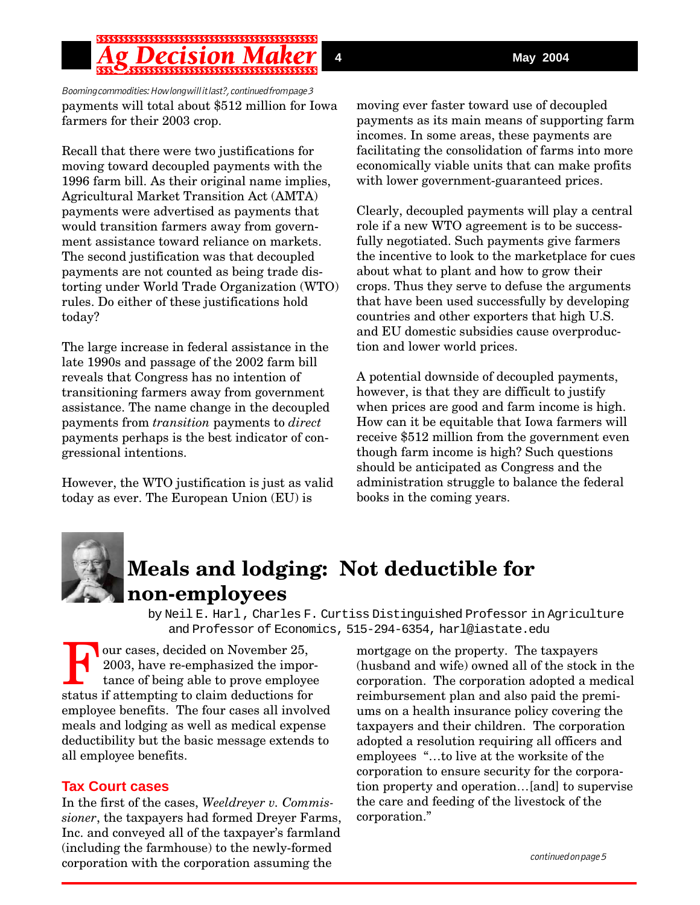*Booming commodities: How long will it last?, continued from page 3*

payments will total about $512 million for Iowa farmers for their 2003 crop.

Recall that there were two justifications for moving toward decoupled payments with the 1996 farm bill. As their original name implies, Agricultural Market Transition Act (AMTA) payments were advertised as payments that would transition farmers away from government assistance toward reliance on markets. The second justification was that decoupled payments are not counted as being trade distorting under World Trade Organization (WTO) rules. Do either of these justifications hold today?

The large increase in federal assistance in the late 1990s and passage of the 2002 farm bill reveals that Congress has no intention of transitioning farmers away from government assistance. The name change in the decoupled payments from *transition* payments to *direct* payments perhaps is the best indicator of congressional intentions.

However, the WTO justification is just as valid today as ever. The European Union (EU) is moving ever faster toward use of decoupled payments as its main means of supporting farm incomes. In some areas, these payments are facilitating the consolidation of farms into more economically viable units that can make profits with lower government-guaranteed prices.

Clearly, decoupled payments will play a central role if a new WTO agreement is to be successfully negotiated. Such payments give farmers the incentive to look to the marketplace for cues about what to plant and how to grow their crops. Thus they serve to defuse the arguments that have been used successfully by developing countries and other exporters that high U.S. and EU domestic subsidies cause overproduction and lower world prices.

A potential downside of decoupled payments, however, is that they are difficult to justify when prices are good and farm income is high. How can it be equitable that Iowa farmers will receive $512 million from the government even though farm income is high? Such questions should be anticipated as Congress and the administration struggle to balance the federal books in the coming years.

# Meals and lodging: Not deductible for non-employees

by Neil E. Harl, Charles F. Curtiss Distinguished Professor in Agriculture and Professor of Economics, 515-294-6354, harl@iastate.edu

Four cases, decided on November 25, 2003, have re-emphasized the importance of being able to prove employee status if attempting to claim deductions for employee benefits. The four cases all involved meals and lodging as well as medical expense deductibility but the basic message extends to all employee benefits.

## Tax Court cases

In the first of the cases, *Weeldreyer v. Commissioner*, the taxpayers had formed Dreyer Farms, Inc. and conveyed all of the taxpayer's farmland (including the farmhouse) to the newly-formed corporation with the corporation assuming the mortgage on the property. The taxpayers (husband and wife) owned all of the stock in the corporation. The corporation adopted a medical reimbursement plan and also paid the premiums on a health insurance policy covering the taxpayers and their children. The corporation adopted a resolution requiring all officers and employees "…to live at the worksite of the corporation to ensure security for the corporation property and operation…[and] to supervise the care and feeding of the livestock of the corporation."

*continued on page 5*